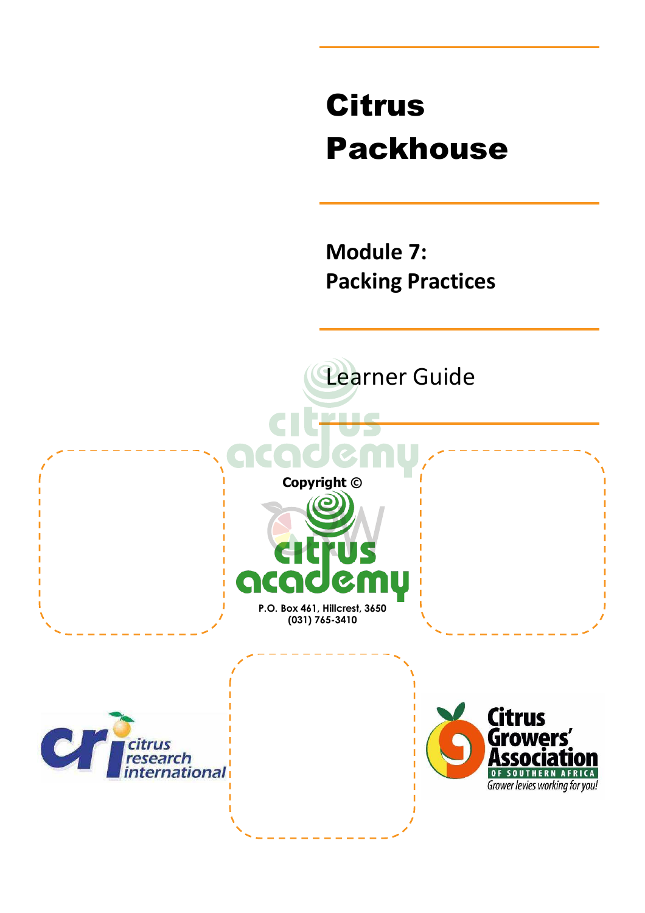# Citrus Packhouse

## Module 7: Packing Practices

Learner Guide

Copyright ©

P.O. Box 461, Hillcrest, 3650
(031) 765-3410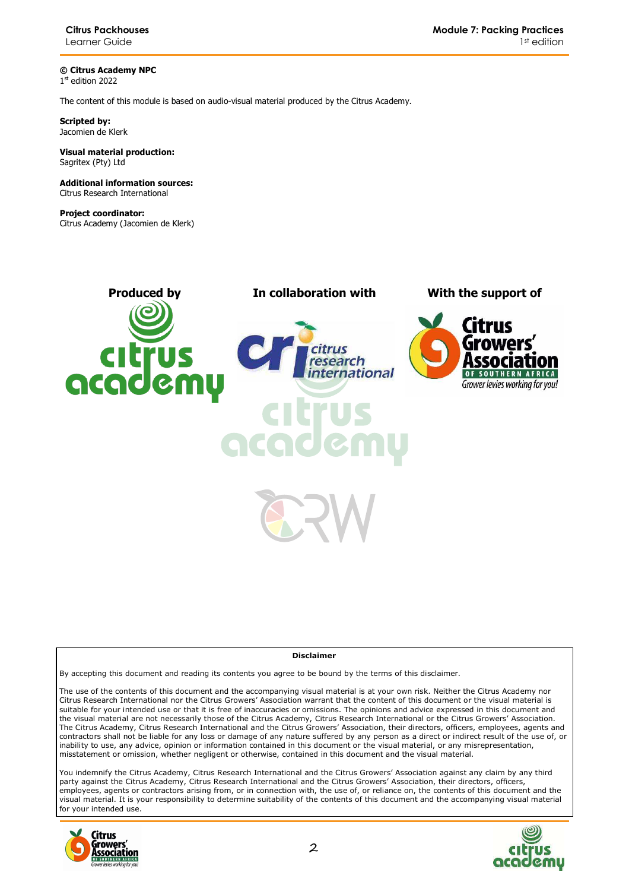**© Citrus Academy NPC**
1st edition 2022

The content of this module is based on audio-visual material produced by the Citrus Academy.

**Scripted by:**
Jacomien de Klerk

**Visual material production:**
Sagritex (Pty) Ltd

**Additional information sources:**
Citrus Research International

**Project coordinator:**
Citrus Academy (Jacomien de Klerk)

**Produced by** | **In collaboration with** | **With the support of**

**Disclaimer**

By accepting this document and reading its contents you agree to be bound by the terms of this disclaimer.

The use of the contents of this document and the accompanying visual material is at your own risk. Neither the Citrus Academy nor Citrus Research International nor the Citrus Growers' Association warrant that the content of this document or the visual material is suitable for your intended use or that it is free of inaccuracies or omissions. The opinions and advice expressed in this document and the visual material are not necessarily those of the Citrus Academy, Citrus Research International or the Citrus Growers' Association. The Citrus Academy, Citrus Research International and the Citrus Growers' Association, their directors, officers, employees, agents and contractors shall not be liable for any loss or damage of any nature suffered by any person as a direct or indirect result of the use of, or inability to use, any advice, opinion or information contained in this document or the visual material, or any misrepresentation, misstatement or omission, whether negligent or otherwise, contained in this document and the visual material.

You indemnify the Citrus Academy, Citrus Research International and the Citrus Growers' Association against any claim by any third party against the Citrus Academy, Citrus Research International and the Citrus Growers' Association, their directors, officers, employees, agents or contractors arising from, or in connection with, the use of, or reliance on, the contents of this document and the visual material. It is your responsibility to determine suitability of the contents of this document and the accompanying visual material for your intended use.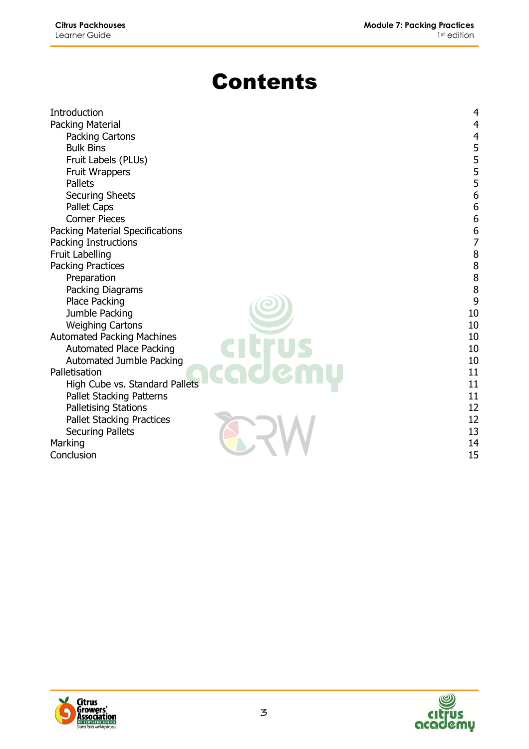# Contents

| | |
|---|---|
| Introduction | 4 |
| Packing Material | 4 |
| &nbsp;&nbsp;&nbsp;&nbsp;Packing Cartons | 4 |
| &nbsp;&nbsp;&nbsp;&nbsp;Bulk Bins | 5 |
| &nbsp;&nbsp;&nbsp;&nbsp;Fruit Labels (PLUs) | 5 |
| &nbsp;&nbsp;&nbsp;&nbsp;Fruit Wrappers | 5 |
| &nbsp;&nbsp;&nbsp;&nbsp;Pallets | 5 |
| &nbsp;&nbsp;&nbsp;&nbsp;Securing Sheets | 6 |
| &nbsp;&nbsp;&nbsp;&nbsp;Pallet Caps | 6 |
| &nbsp;&nbsp;&nbsp;&nbsp;Corner Pieces | 6 |
| Packing Material Specifications | 6 |
| Packing Instructions | 7 |
| Fruit Labelling | 8 |
| Packing Practices | 8 |
| &nbsp;&nbsp;&nbsp;&nbsp;Preparation | 8 |
| &nbsp;&nbsp;&nbsp;&nbsp;Packing Diagrams | 8 |
| &nbsp;&nbsp;&nbsp;&nbsp;Place Packing | 9 |
| &nbsp;&nbsp;&nbsp;&nbsp;Jumble Packing | 10 |
| &nbsp;&nbsp;&nbsp;&nbsp;Weighing Cartons | 10 |
| Automated Packing Machines | 10 |
| &nbsp;&nbsp;&nbsp;&nbsp;Automated Place Packing | 10 |
| &nbsp;&nbsp;&nbsp;&nbsp;Automated Jumble Packing | 10 |
| Palletisation | 11 |
| &nbsp;&nbsp;&nbsp;&nbsp;High Cube vs. Standard Pallets | 11 |
| &nbsp;&nbsp;&nbsp;&nbsp;Pallet Stacking Patterns | 11 |
| &nbsp;&nbsp;&nbsp;&nbsp;Palletising Stations | 12 |
| &nbsp;&nbsp;&nbsp;&nbsp;Pallet Stacking Practices | 12 |
| &nbsp;&nbsp;&nbsp;&nbsp;Securing Pallets | 13 |
| Marking | 14 |
| Conclusion | 15 |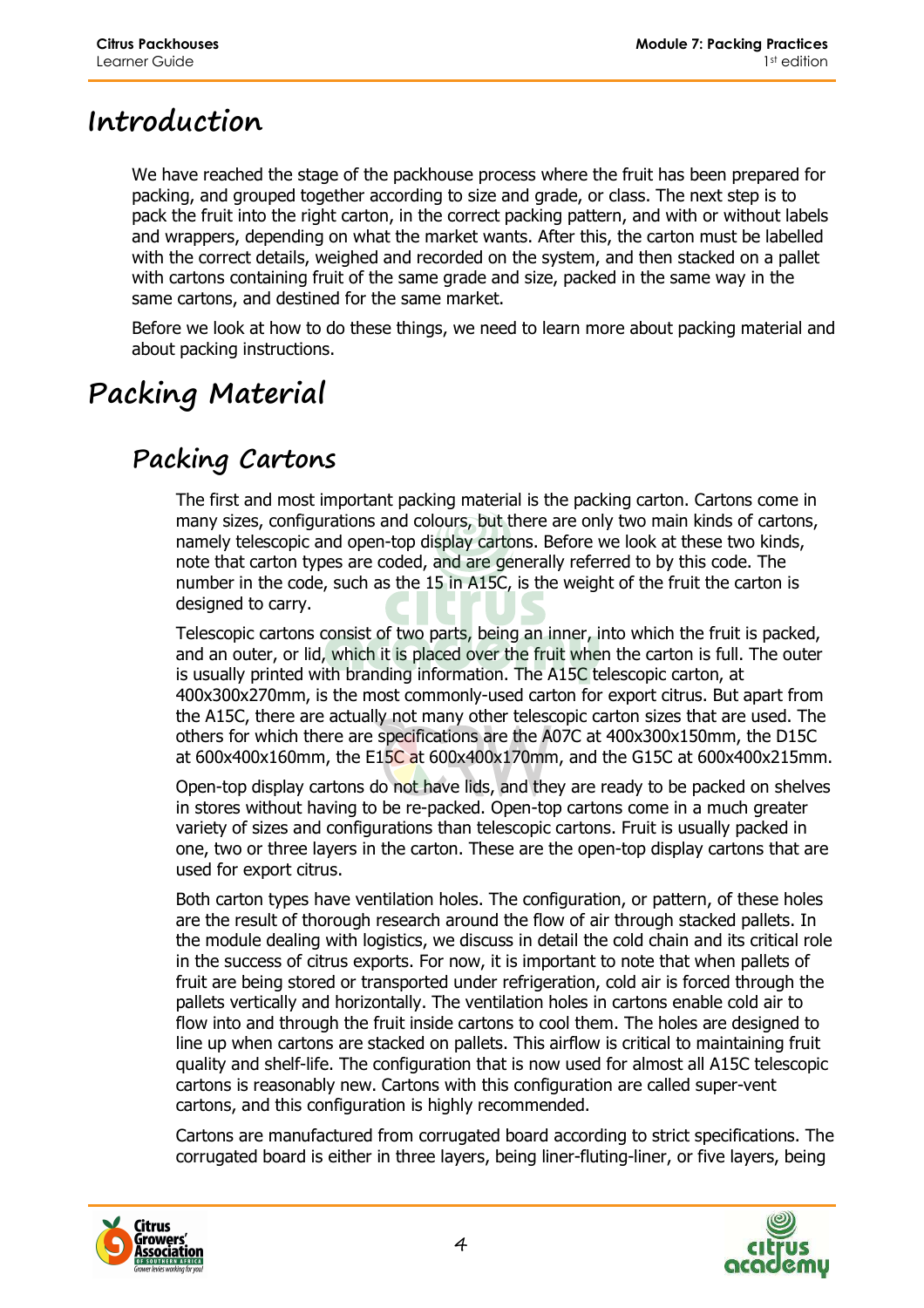# Introduction

We have reached the stage of the packhouse process where the fruit has been prepared for packing, and grouped together according to size and grade, or class. The next step is to pack the fruit into the right carton, in the correct packing pattern, and with or without labels and wrappers, depending on what the market wants. After this, the carton must be labelled with the correct details, weighed and recorded on the system, and then stacked on a pallet with cartons containing fruit of the same grade and size, packed in the same way in the same cartons, and destined for the same market.

Before we look at how to do these things, we need to learn more about packing material and about packing instructions.

# Packing Material

## Packing Cartons

The first and most important packing material is the packing carton. Cartons come in many sizes, configurations and colours, but there are only two main kinds of cartons, namely telescopic and open-top display cartons. Before we look at these two kinds, note that carton types are coded, and are generally referred to by this code. The number in the code, such as the 15 in A15C, is the weight of the fruit the carton is designed to carry.

Telescopic cartons consist of two parts, being an inner, into which the fruit is packed, and an outer, or lid, which it is placed over the fruit when the carton is full. The outer is usually printed with branding information. The A15C telescopic carton, at 400x300x270mm, is the most commonly-used carton for export citrus. But apart from the A15C, there are actually not many other telescopic carton sizes that are used. The others for which there are specifications are the A07C at 400x300x150mm, the D15C at 600x400x160mm, the E15C at 600x400x170mm, and the G15C at 600x400x215mm.

Open-top display cartons do not have lids, and they are ready to be packed on shelves in stores without having to be re-packed. Open-top cartons come in a much greater variety of sizes and configurations than telescopic cartons. Fruit is usually packed in one, two or three layers in the carton. These are the open-top display cartons that are used for export citrus.

Both carton types have ventilation holes. The configuration, or pattern, of these holes are the result of thorough research around the flow of air through stacked pallets. In the module dealing with logistics, we discuss in detail the cold chain and its critical role in the success of citrus exports. For now, it is important to note that when pallets of fruit are being stored or transported under refrigeration, cold air is forced through the pallets vertically and horizontally. The ventilation holes in cartons enable cold air to flow into and through the fruit inside cartons to cool them. The holes are designed to line up when cartons are stacked on pallets. This airflow is critical to maintaining fruit quality and shelf-life. The configuration that is now used for almost all A15C telescopic cartons is reasonably new. Cartons with this configuration are called super-vent cartons, and this configuration is highly recommended.

Cartons are manufactured from corrugated board according to strict specifications. The corrugated board is either in three layers, being liner-fluting-liner, or five layers, being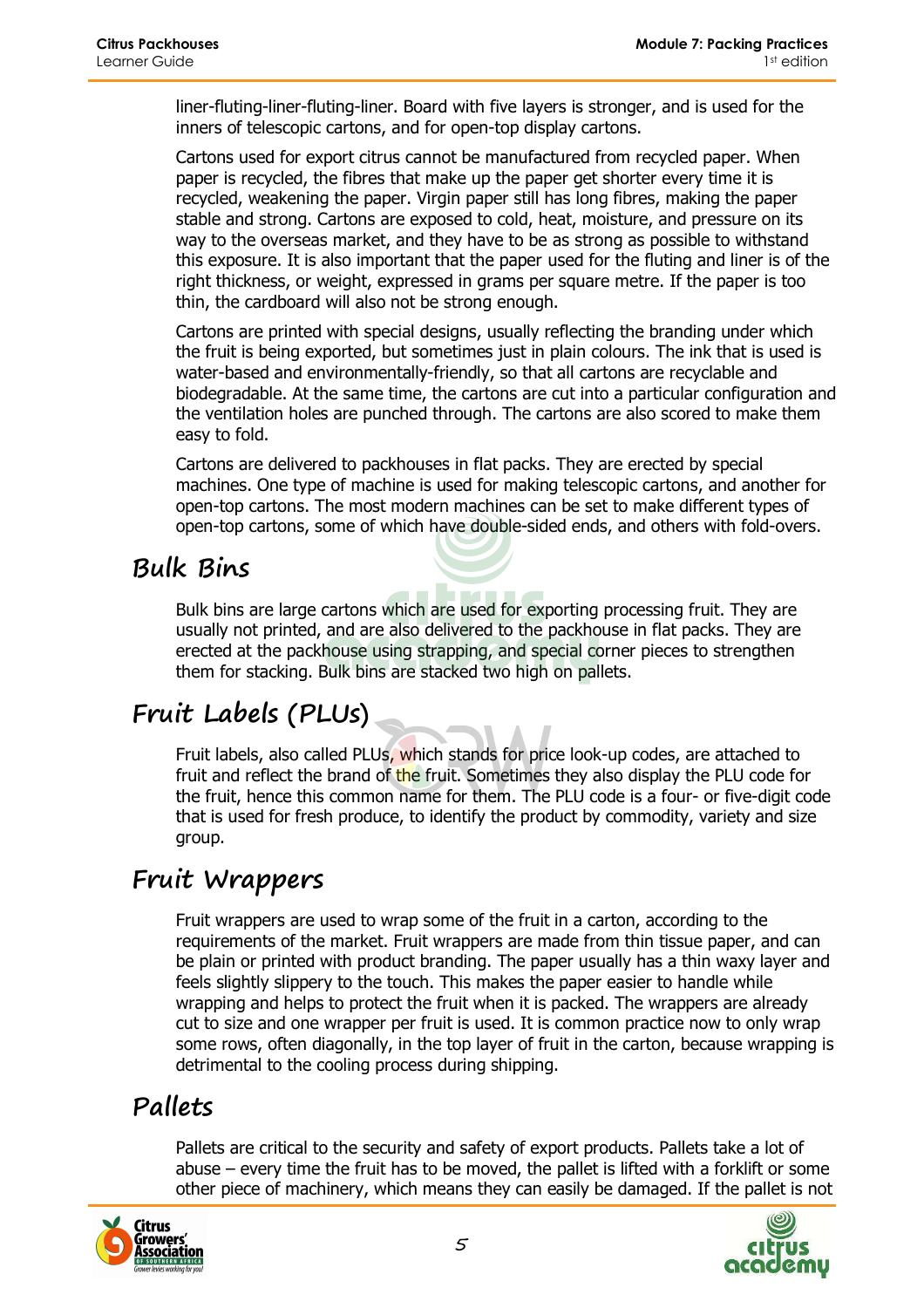liner-fluting-liner-fluting-liner. Board with five layers is stronger, and is used for the inners of telescopic cartons, and for open-top display cartons.

Cartons used for export citrus cannot be manufactured from recycled paper. When paper is recycled, the fibres that make up the paper get shorter every time it is recycled, weakening the paper. Virgin paper still has long fibres, making the paper stable and strong. Cartons are exposed to cold, heat, moisture, and pressure on its way to the overseas market, and they have to be as strong as possible to withstand this exposure. It is also important that the paper used for the fluting and liner is of the right thickness, or weight, expressed in grams per square metre. If the paper is too thin, the cardboard will also not be strong enough.

Cartons are printed with special designs, usually reflecting the branding under which the fruit is being exported, but sometimes just in plain colours. The ink that is used is water-based and environmentally-friendly, so that all cartons are recyclable and biodegradable. At the same time, the cartons are cut into a particular configuration and the ventilation holes are punched through. The cartons are also scored to make them easy to fold.

Cartons are delivered to packhouses in flat packs. They are erected by special machines. One type of machine is used for making telescopic cartons, and another for open-top cartons. The most modern machines can be set to make different types of open-top cartons, some of which have double-sided ends, and others with fold-overs.

## Bulk Bins

Bulk bins are large cartons which are used for exporting processing fruit. They are usually not printed, and are also delivered to the packhouse in flat packs. They are erected at the packhouse using strapping, and special corner pieces to strengthen them for stacking. Bulk bins are stacked two high on pallets.

## Fruit Labels (PLUs)

Fruit labels, also called PLUs, which stands for price look-up codes, are attached to fruit and reflect the brand of the fruit. Sometimes they also display the PLU code for the fruit, hence this common name for them. The PLU code is a four- or five-digit code that is used for fresh produce, to identify the product by commodity, variety and size group.

## Fruit Wrappers

Fruit wrappers are used to wrap some of the fruit in a carton, according to the requirements of the market. Fruit wrappers are made from thin tissue paper, and can be plain or printed with product branding. The paper usually has a thin waxy layer and feels slightly slippery to the touch. This makes the paper easier to handle while wrapping and helps to protect the fruit when it is packed. The wrappers are already cut to size and one wrapper per fruit is used. It is common practice now to only wrap some rows, often diagonally, in the top layer of fruit in the carton, because wrapping is detrimental to the cooling process during shipping.

## Pallets

Pallets are critical to the security and safety of export products. Pallets take a lot of abuse – every time the fruit has to be moved, the pallet is lifted with a forklift or some other piece of machinery, which means they can easily be damaged. If the pallet is not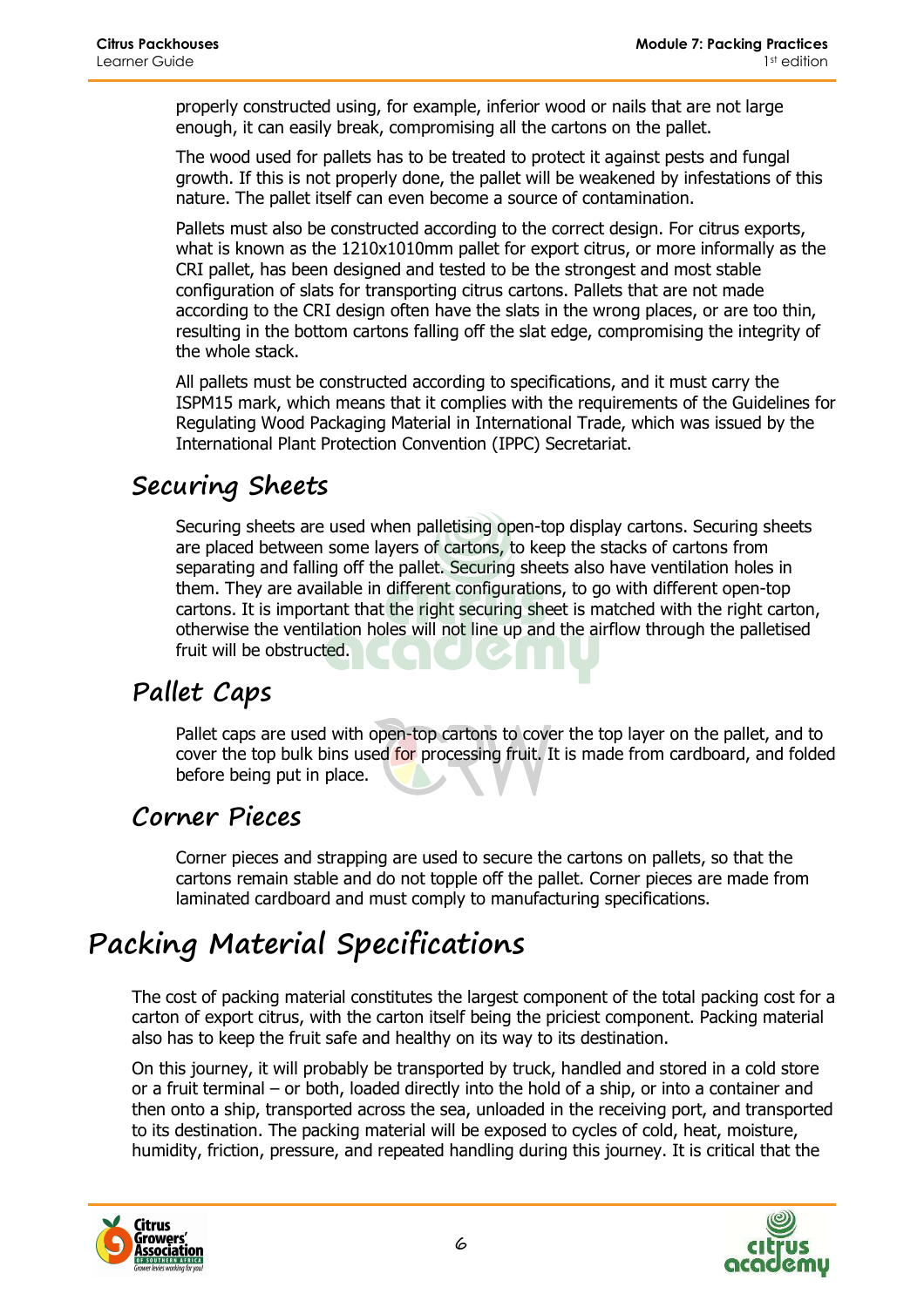properly constructed using, for example, inferior wood or nails that are not large enough, it can easily break, compromising all the cartons on the pallet.

The wood used for pallets has to be treated to protect it against pests and fungal growth. If this is not properly done, the pallet will be weakened by infestations of this nature. The pallet itself can even become a source of contamination.

Pallets must also be constructed according to the correct design. For citrus exports, what is known as the 1210x1010mm pallet for export citrus, or more informally as the CRI pallet, has been designed and tested to be the strongest and most stable configuration of slats for transporting citrus cartons. Pallets that are not made according to the CRI design often have the slats in the wrong places, or are too thin, resulting in the bottom cartons falling off the slat edge, compromising the integrity of the whole stack.

All pallets must be constructed according to specifications, and it must carry the ISPM15 mark, which means that it complies with the requirements of the Guidelines for Regulating Wood Packaging Material in International Trade, which was issued by the International Plant Protection Convention (IPPC) Secretariat.

## Securing Sheets

Securing sheets are used when palletising open-top display cartons. Securing sheets are placed between some layers of cartons, to keep the stacks of cartons from separating and falling off the pallet. Securing sheets also have ventilation holes in them. They are available in different configurations, to go with different open-top cartons. It is important that the right securing sheet is matched with the right carton, otherwise the ventilation holes will not line up and the airflow through the palletised fruit will be obstructed.

## Pallet Caps

Pallet caps are used with open-top cartons to cover the top layer on the pallet, and to cover the top bulk bins used for processing fruit. It is made from cardboard, and folded before being put in place.

## Corner Pieces

Corner pieces and strapping are used to secure the cartons on pallets, so that the cartons remain stable and do not topple off the pallet. Corner pieces are made from laminated cardboard and must comply to manufacturing specifications.

# Packing Material Specifications

The cost of packing material constitutes the largest component of the total packing cost for a carton of export citrus, with the carton itself being the priciest component. Packing material also has to keep the fruit safe and healthy on its way to its destination.

On this journey, it will probably be transported by truck, handled and stored in a cold store or a fruit terminal – or both, loaded directly into the hold of a ship, or into a container and then onto a ship, transported across the sea, unloaded in the receiving port, and transported to its destination. The packing material will be exposed to cycles of cold, heat, moisture, humidity, friction, pressure, and repeated handling during this journey. It is critical that the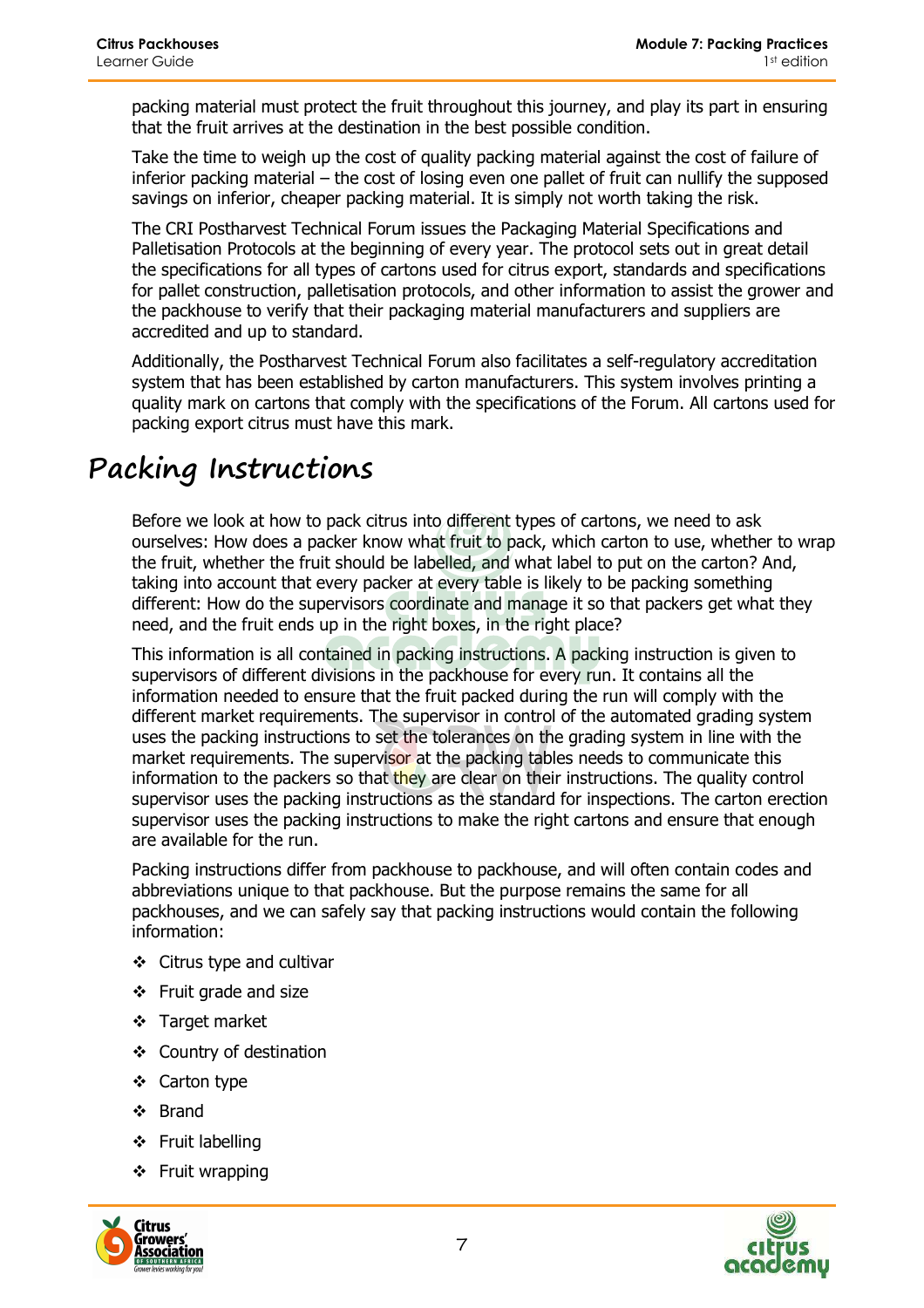packing material must protect the fruit throughout this journey, and play its part in ensuring that the fruit arrives at the destination in the best possible condition.

Take the time to weigh up the cost of quality packing material against the cost of failure of inferior packing material – the cost of losing even one pallet of fruit can nullify the supposed savings on inferior, cheaper packing material. It is simply not worth taking the risk.

The CRI Postharvest Technical Forum issues the Packaging Material Specifications and Palletisation Protocols at the beginning of every year. The protocol sets out in great detail the specifications for all types of cartons used for citrus export, standards and specifications for pallet construction, palletisation protocols, and other information to assist the grower and the packhouse to verify that their packaging material manufacturers and suppliers are accredited and up to standard.

Additionally, the Postharvest Technical Forum also facilitates a self-regulatory accreditation system that has been established by carton manufacturers. This system involves printing a quality mark on cartons that comply with the specifications of the Forum. All cartons used for packing export citrus must have this mark.

# Packing Instructions

Before we look at how to pack citrus into different types of cartons, we need to ask ourselves: How does a packer know what fruit to pack, which carton to use, whether to wrap the fruit, whether the fruit should be labelled, and what label to put on the carton? And, taking into account that every packer at every table is likely to be packing something different: How do the supervisors coordinate and manage it so that packers get what they need, and the fruit ends up in the right boxes, in the right place?

This information is all contained in packing instructions. A packing instruction is given to supervisors of different divisions in the packhouse for every run. It contains all the information needed to ensure that the fruit packed during the run will comply with the different market requirements. The supervisor in control of the automated grading system uses the packing instructions to set the tolerances on the grading system in line with the market requirements. The supervisor at the packing tables needs to communicate this information to the packers so that they are clear on their instructions. The quality control supervisor uses the packing instructions as the standard for inspections. The carton erection supervisor uses the packing instructions to make the right cartons and ensure that enough are available for the run.

Packing instructions differ from packhouse to packhouse, and will often contain codes and abbreviations unique to that packhouse. But the purpose remains the same for all packhouses, and we can safely say that packing instructions would contain the following information:

- Citrus type and cultivar
- Fruit grade and size
- Target market
- Country of destination
- Carton type
- Brand
- Fruit labelling
- Fruit wrapping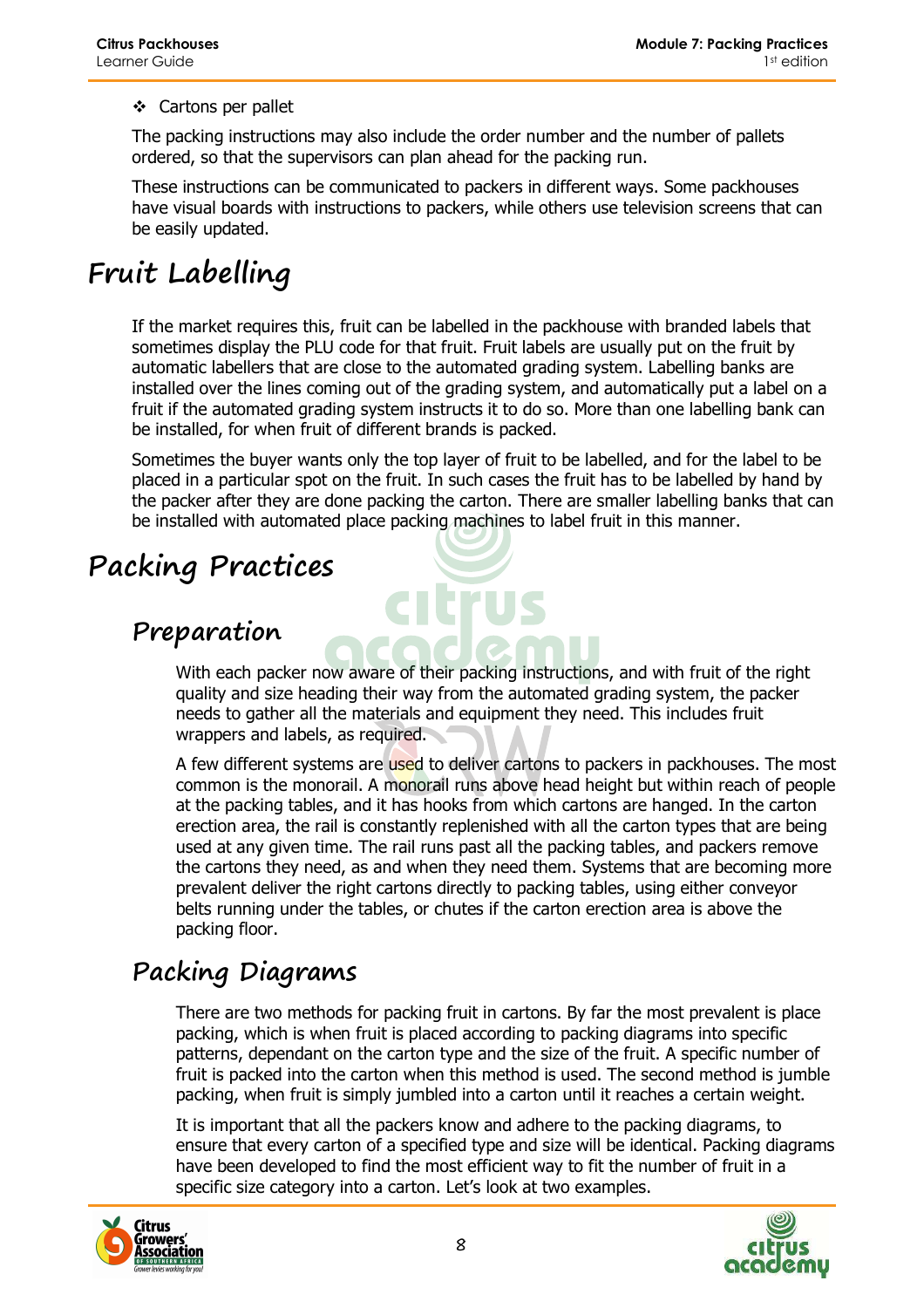- Cartons per pallet

The packing instructions may also include the order number and the number of pallets ordered, so that the supervisors can plan ahead for the packing run.

These instructions can be communicated to packers in different ways. Some packhouses have visual boards with instructions to packers, while others use television screens that can be easily updated.

# Fruit Labelling

If the market requires this, fruit can be labelled in the packhouse with branded labels that sometimes display the PLU code for that fruit. Fruit labels are usually put on the fruit by automatic labellers that are close to the automated grading system. Labelling banks are installed over the lines coming out of the grading system, and automatically put a label on a fruit if the automated grading system instructs it to do so. More than one labelling bank can be installed, for when fruit of different brands is packed.

Sometimes the buyer wants only the top layer of fruit to be labelled, and for the label to be placed in a particular spot on the fruit. In such cases the fruit has to be labelled by hand by the packer after they are done packing the carton. There are smaller labelling banks that can be installed with automated place packing machines to label fruit in this manner.

# Packing Practices

## Preparation

With each packer now aware of their packing instructions, and with fruit of the right quality and size heading their way from the automated grading system, the packer needs to gather all the materials and equipment they need. This includes fruit wrappers and labels, as required.

A few different systems are used to deliver cartons to packers in packhouses. The most common is the monorail. A monorail runs above head height but within reach of people at the packing tables, and it has hooks from which cartons are hanged. In the carton erection area, the rail is constantly replenished with all the carton types that are being used at any given time. The rail runs past all the packing tables, and packers remove the cartons they need, as and when they need them. Systems that are becoming more prevalent deliver the right cartons directly to packing tables, using either conveyor belts running under the tables, or chutes if the carton erection area is above the packing floor.

## Packing Diagrams

There are two methods for packing fruit in cartons. By far the most prevalent is place packing, which is when fruit is placed according to packing diagrams into specific patterns, dependant on the carton type and the size of the fruit. A specific number of fruit is packed into the carton when this method is used. The second method is jumble packing, when fruit is simply jumbled into a carton until it reaches a certain weight.

It is important that all the packers know and adhere to the packing diagrams, to ensure that every carton of a specified type and size will be identical. Packing diagrams have been developed to find the most efficient way to fit the number of fruit in a specific size category into a carton. Let's look at two examples.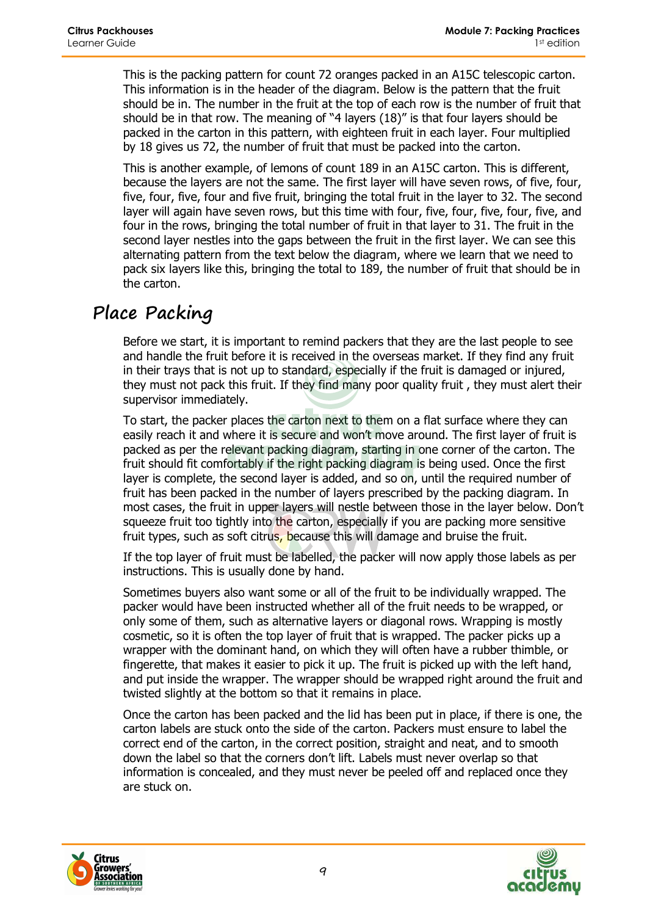This is the packing pattern for count 72 oranges packed in an A15C telescopic carton. This information is in the header of the diagram. Below is the pattern that the fruit should be in. The number in the fruit at the top of each row is the number of fruit that should be in that row. The meaning of "4 layers (18)" is that four layers should be packed in the carton in this pattern, with eighteen fruit in each layer. Four multiplied by 18 gives us 72, the number of fruit that must be packed into the carton.

This is another example, of lemons of count 189 in an A15C carton. This is different, because the layers are not the same. The first layer will have seven rows, of five, four, five, four, five, four and five fruit, bringing the total fruit in the layer to 32. The second layer will again have seven rows, but this time with four, five, four, five, four, five, and four in the rows, bringing the total number of fruit in that layer to 31. The fruit in the second layer nestles into the gaps between the fruit in the first layer. We can see this alternating pattern from the text below the diagram, where we learn that we need to pack six layers like this, bringing the total to 189, the number of fruit that should be in the carton.

## Place Packing

Before we start, it is important to remind packers that they are the last people to see and handle the fruit before it is received in the overseas market. If they find any fruit in their trays that is not up to standard, especially if the fruit is damaged or injured, they must not pack this fruit. If they find many poor quality fruit , they must alert their supervisor immediately.

To start, the packer places the carton next to them on a flat surface where they can easily reach it and where it is secure and won't move around. The first layer of fruit is packed as per the relevant packing diagram, starting in one corner of the carton. The fruit should fit comfortably if the right packing diagram is being used. Once the first layer is complete, the second layer is added, and so on, until the required number of fruit has been packed in the number of layers prescribed by the packing diagram. In most cases, the fruit in upper layers will nestle between those in the layer below. Don't squeeze fruit too tightly into the carton, especially if you are packing more sensitive fruit types, such as soft citrus, because this will damage and bruise the fruit.

If the top layer of fruit must be labelled, the packer will now apply those labels as per instructions. This is usually done by hand.

Sometimes buyers also want some or all of the fruit to be individually wrapped. The packer would have been instructed whether all of the fruit needs to be wrapped, or only some of them, such as alternative layers or diagonal rows. Wrapping is mostly cosmetic, so it is often the top layer of fruit that is wrapped. The packer picks up a wrapper with the dominant hand, on which they will often have a rubber thimble, or fingerette, that makes it easier to pick it up. The fruit is picked up with the left hand, and put inside the wrapper. The wrapper should be wrapped right around the fruit and twisted slightly at the bottom so that it remains in place.

Once the carton has been packed and the lid has been put in place, if there is one, the carton labels are stuck onto the side of the carton. Packers must ensure to label the correct end of the carton, in the correct position, straight and neat, and to smooth down the label so that the corners don't lift. Labels must never overlap so that information is concealed, and they must never be peeled off and replaced once they are stuck on.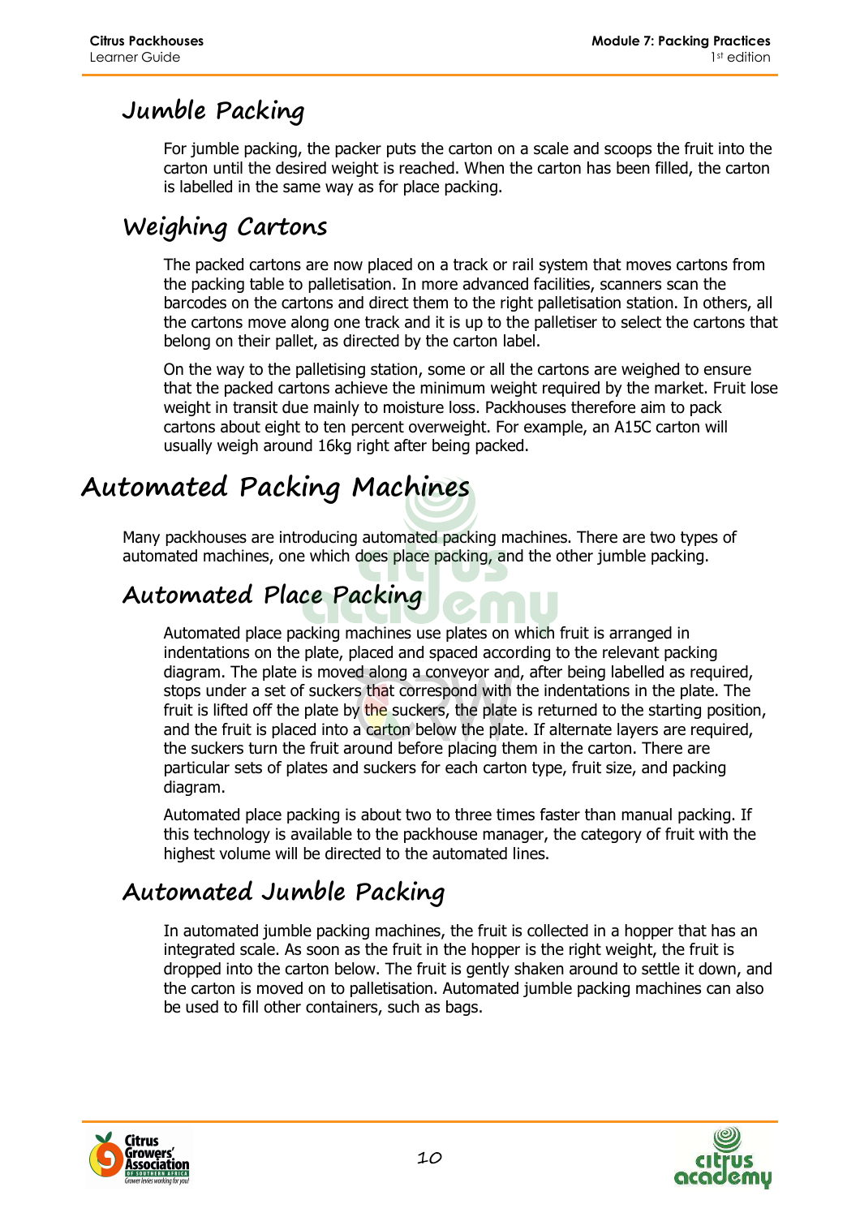### Jumble Packing

For jumble packing, the packer puts the carton on a scale and scoops the fruit into the carton until the desired weight is reached. When the carton has been filled, the carton is labelled in the same way as for place packing.

### Weighing Cartons

The packed cartons are now placed on a track or rail system that moves cartons from the packing table to palletisation. In more advanced facilities, scanners scan the barcodes on the cartons and direct them to the right palletisation station. In others, all the cartons move along one track and it is up to the palletiser to select the cartons that belong on their pallet, as directed by the carton label.

On the way to the palletising station, some or all the cartons are weighed to ensure that the packed cartons achieve the minimum weight required by the market. Fruit lose weight in transit due mainly to moisture loss. Packhouses therefore aim to pack cartons about eight to ten percent overweight. For example, an A15C carton will usually weigh around 16kg right after being packed.

## Automated Packing Machines

Many packhouses are introducing automated packing machines. There are two types of automated machines, one which does place packing, and the other jumble packing.

### Automated Place Packing

Automated place packing machines use plates on which fruit is arranged in indentations on the plate, placed and spaced according to the relevant packing diagram. The plate is moved along a conveyor and, after being labelled as required, stops under a set of suckers that correspond with the indentations in the plate. The fruit is lifted off the plate by the suckers, the plate is returned to the starting position, and the fruit is placed into a carton below the plate. If alternate layers are required, the suckers turn the fruit around before placing them in the carton. There are particular sets of plates and suckers for each carton type, fruit size, and packing diagram.

Automated place packing is about two to three times faster than manual packing. If this technology is available to the packhouse manager, the category of fruit with the highest volume will be directed to the automated lines.

### Automated Jumble Packing

In automated jumble packing machines, the fruit is collected in a hopper that has an integrated scale. As soon as the fruit in the hopper is the right weight, the fruit is dropped into the carton below. The fruit is gently shaken around to settle it down, and the carton is moved on to palletisation. Automated jumble packing machines can also be used to fill other containers, such as bags.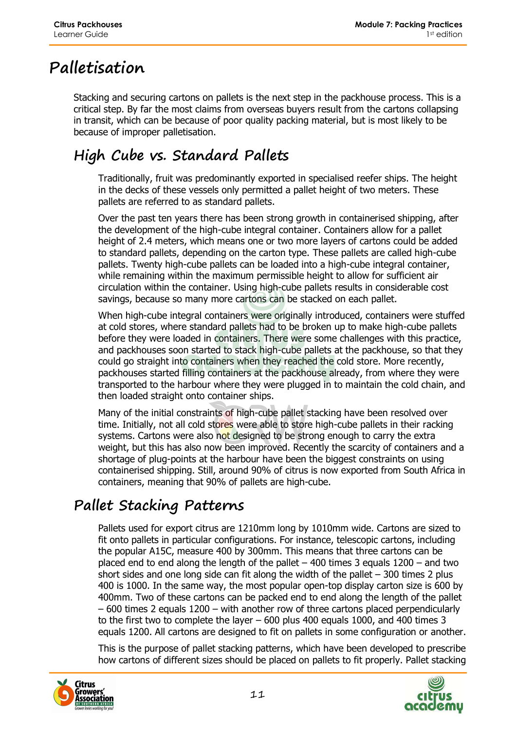# Palletisation

Stacking and securing cartons on pallets is the next step in the packhouse process. This is a critical step. By far the most claims from overseas buyers result from the cartons collapsing in transit, which can be because of poor quality packing material, but is most likely to be because of improper palletisation.

## High Cube vs. Standard Pallets

Traditionally, fruit was predominantly exported in specialised reefer ships. The height in the decks of these vessels only permitted a pallet height of two meters. These pallets are referred to as standard pallets.

Over the past ten years there has been strong growth in containerised shipping, after the development of the high-cube integral container. Containers allow for a pallet height of 2.4 meters, which means one or two more layers of cartons could be added to standard pallets, depending on the carton type. These pallets are called high-cube pallets. Twenty high-cube pallets can be loaded into a high-cube integral container, while remaining within the maximum permissible height to allow for sufficient air circulation within the container. Using high-cube pallets results in considerable cost savings, because so many more cartons can be stacked on each pallet.

When high-cube integral containers were originally introduced, containers were stuffed at cold stores, where standard pallets had to be broken up to make high-cube pallets before they were loaded in containers. There were some challenges with this practice, and packhouses soon started to stack high-cube pallets at the packhouse, so that they could go straight into containers when they reached the cold store. More recently, packhouses started filling containers at the packhouse already, from where they were transported to the harbour where they were plugged in to maintain the cold chain, and then loaded straight onto container ships.

Many of the initial constraints of high-cube pallet stacking have been resolved over time. Initially, not all cold stores were able to store high-cube pallets in their racking systems. Cartons were also not designed to be strong enough to carry the extra weight, but this has also now been improved. Recently the scarcity of containers and a shortage of plug-points at the harbour have been the biggest constraints on using containerised shipping. Still, around 90% of citrus is now exported from South Africa in containers, meaning that 90% of pallets are high-cube.

## Pallet Stacking Patterns

Pallets used for export citrus are 1210mm long by 1010mm wide. Cartons are sized to fit onto pallets in particular configurations. For instance, telescopic cartons, including the popular A15C, measure 400 by 300mm. This means that three cartons can be placed end to end along the length of the pallet – 400 times 3 equals 1200 – and two short sides and one long side can fit along the width of the pallet – 300 times 2 plus 400 is 1000. In the same way, the most popular open-top display carton size is 600 by 400mm. Two of these cartons can be packed end to end along the length of the pallet – 600 times 2 equals 1200 – with another row of three cartons placed perpendicularly to the first two to complete the layer – 600 plus 400 equals 1000, and 400 times 3 equals 1200. All cartons are designed to fit on pallets in some configuration or another.

This is the purpose of pallet stacking patterns, which have been developed to prescribe how cartons of different sizes should be placed on pallets to fit properly. Pallet stacking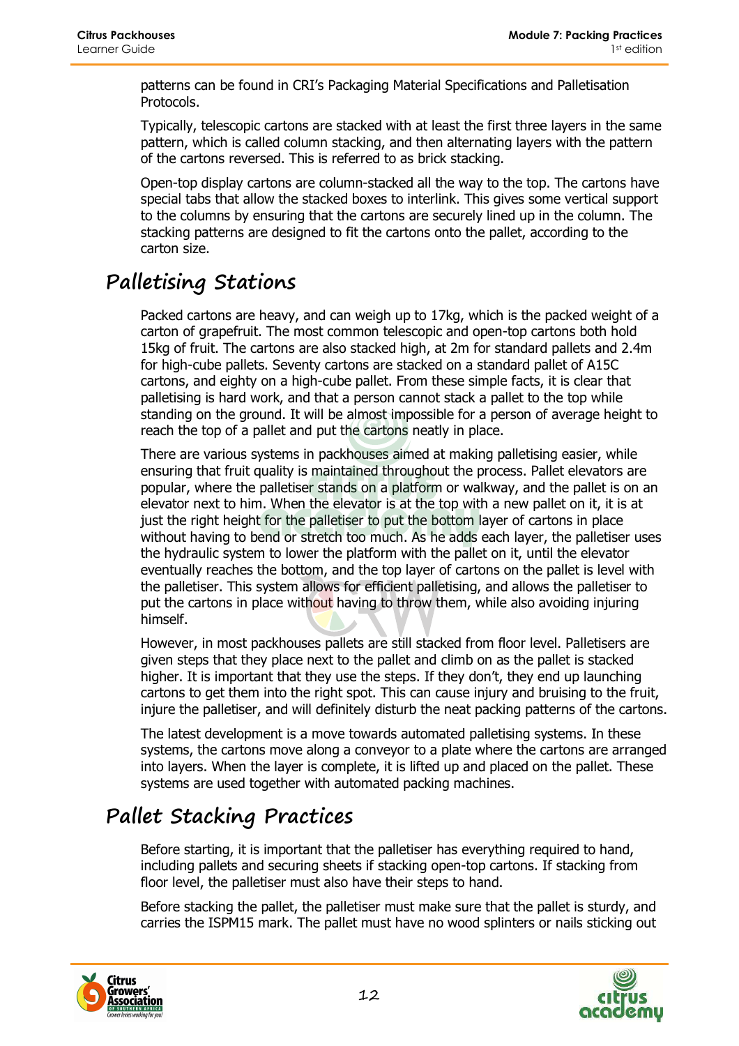patterns can be found in CRI's Packaging Material Specifications and Palletisation Protocols.

Typically, telescopic cartons are stacked with at least the first three layers in the same pattern, which is called column stacking, and then alternating layers with the pattern of the cartons reversed. This is referred to as brick stacking.

Open-top display cartons are column-stacked all the way to the top. The cartons have special tabs that allow the stacked boxes to interlink. This gives some vertical support to the columns by ensuring that the cartons are securely lined up in the column. The stacking patterns are designed to fit the cartons onto the pallet, according to the carton size.

## Palletising Stations

Packed cartons are heavy, and can weigh up to 17kg, which is the packed weight of a carton of grapefruit. The most common telescopic and open-top cartons both hold 15kg of fruit. The cartons are also stacked high, at 2m for standard pallets and 2.4m for high-cube pallets. Seventy cartons are stacked on a standard pallet of A15C cartons, and eighty on a high-cube pallet. From these simple facts, it is clear that palletising is hard work, and that a person cannot stack a pallet to the top while standing on the ground. It will be almost impossible for a person of average height to reach the top of a pallet and put the cartons neatly in place.

There are various systems in packhouses aimed at making palletising easier, while ensuring that fruit quality is maintained throughout the process. Pallet elevators are popular, where the palletiser stands on a platform or walkway, and the pallet is on an elevator next to him. When the elevator is at the top with a new pallet on it, it is at just the right height for the palletiser to put the bottom layer of cartons in place without having to bend or stretch too much. As he adds each layer, the palletiser uses the hydraulic system to lower the platform with the pallet on it, until the elevator eventually reaches the bottom, and the top layer of cartons on the pallet is level with the palletiser. This system allows for efficient palletising, and allows the palletiser to put the cartons in place without having to throw them, while also avoiding injuring himself.

However, in most packhouses pallets are still stacked from floor level. Palletisers are given steps that they place next to the pallet and climb on as the pallet is stacked higher. It is important that they use the steps. If they don't, they end up launching cartons to get them into the right spot. This can cause injury and bruising to the fruit, injure the palletiser, and will definitely disturb the neat packing patterns of the cartons.

The latest development is a move towards automated palletising systems. In these systems, the cartons move along a conveyor to a plate where the cartons are arranged into layers. When the layer is complete, it is lifted up and placed on the pallet. These systems are used together with automated packing machines.

## Pallet Stacking Practices

Before starting, it is important that the palletiser has everything required to hand, including pallets and securing sheets if stacking open-top cartons. If stacking from floor level, the palletiser must also have their steps to hand.

Before stacking the pallet, the palletiser must make sure that the pallet is sturdy, and carries the ISPM15 mark. The pallet must have no wood splinters or nails sticking out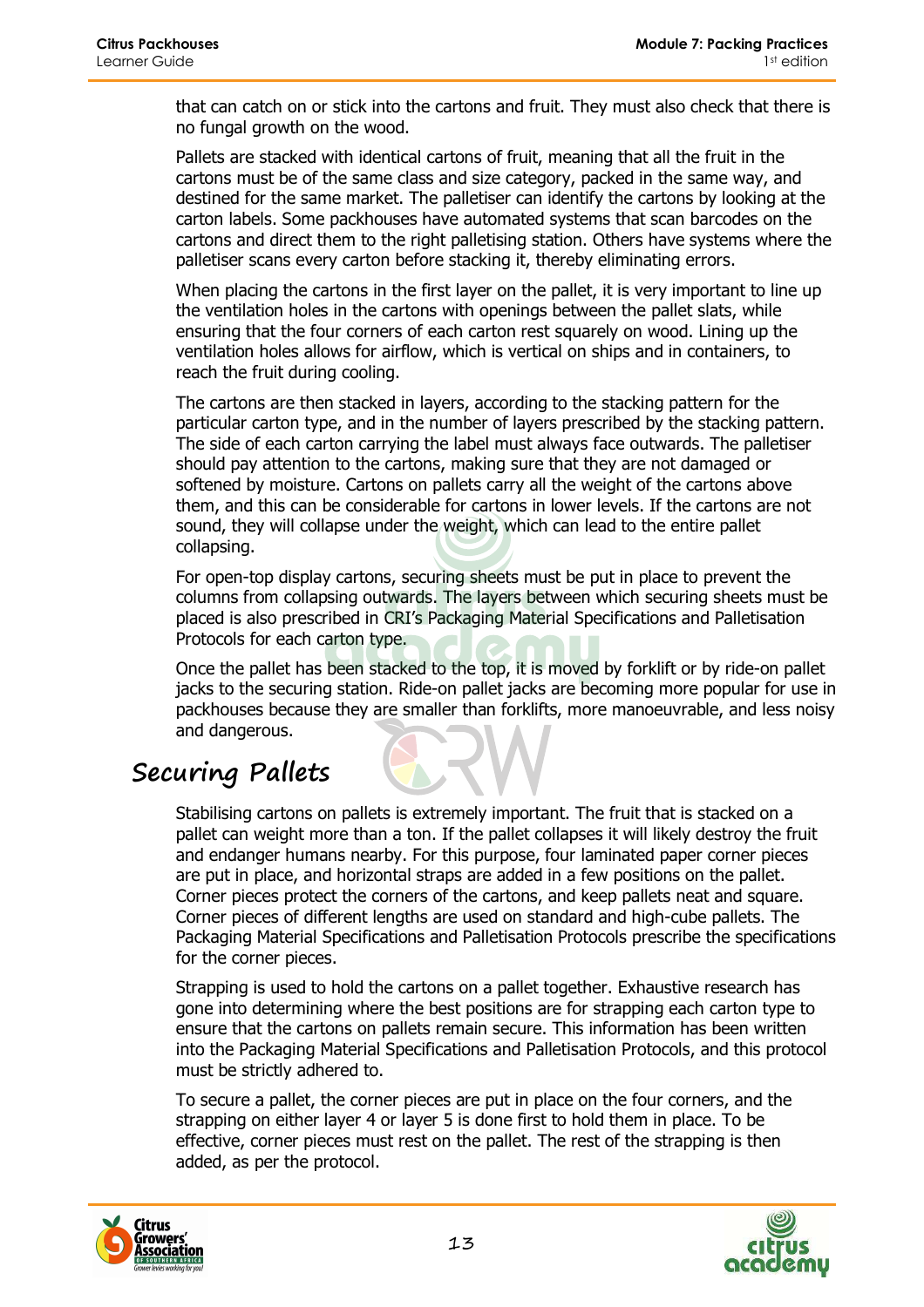that can catch on or stick into the cartons and fruit. They must also check that there is no fungal growth on the wood.

Pallets are stacked with identical cartons of fruit, meaning that all the fruit in the cartons must be of the same class and size category, packed in the same way, and destined for the same market. The palletiser can identify the cartons by looking at the carton labels. Some packhouses have automated systems that scan barcodes on the cartons and direct them to the right palletising station. Others have systems where the palletiser scans every carton before stacking it, thereby eliminating errors.

When placing the cartons in the first layer on the pallet, it is very important to line up the ventilation holes in the cartons with openings between the pallet slats, while ensuring that the four corners of each carton rest squarely on wood. Lining up the ventilation holes allows for airflow, which is vertical on ships and in containers, to reach the fruit during cooling.

The cartons are then stacked in layers, according to the stacking pattern for the particular carton type, and in the number of layers prescribed by the stacking pattern. The side of each carton carrying the label must always face outwards. The palletiser should pay attention to the cartons, making sure that they are not damaged or softened by moisture. Cartons on pallets carry all the weight of the cartons above them, and this can be considerable for cartons in lower levels. If the cartons are not sound, they will collapse under the weight, which can lead to the entire pallet collapsing.

For open-top display cartons, securing sheets must be put in place to prevent the columns from collapsing outwards. The layers between which securing sheets must be placed is also prescribed in CRI's Packaging Material Specifications and Palletisation Protocols for each carton type.

Once the pallet has been stacked to the top, it is moved by forklift or by ride-on pallet jacks to the securing station. Ride-on pallet jacks are becoming more popular for use in packhouses because they are smaller than forklifts, more manoeuvrable, and less noisy and dangerous.

## Securing Pallets

Stabilising cartons on pallets is extremely important. The fruit that is stacked on a pallet can weight more than a ton. If the pallet collapses it will likely destroy the fruit and endanger humans nearby. For this purpose, four laminated paper corner pieces are put in place, and horizontal straps are added in a few positions on the pallet. Corner pieces protect the corners of the cartons, and keep pallets neat and square. Corner pieces of different lengths are used on standard and high-cube pallets. The Packaging Material Specifications and Palletisation Protocols prescribe the specifications for the corner pieces.

Strapping is used to hold the cartons on a pallet together. Exhaustive research has gone into determining where the best positions are for strapping each carton type to ensure that the cartons on pallets remain secure. This information has been written into the Packaging Material Specifications and Palletisation Protocols, and this protocol must be strictly adhered to.

To secure a pallet, the corner pieces are put in place on the four corners, and the strapping on either layer 4 or layer 5 is done first to hold them in place. To be effective, corner pieces must rest on the pallet. The rest of the strapping is then added, as per the protocol.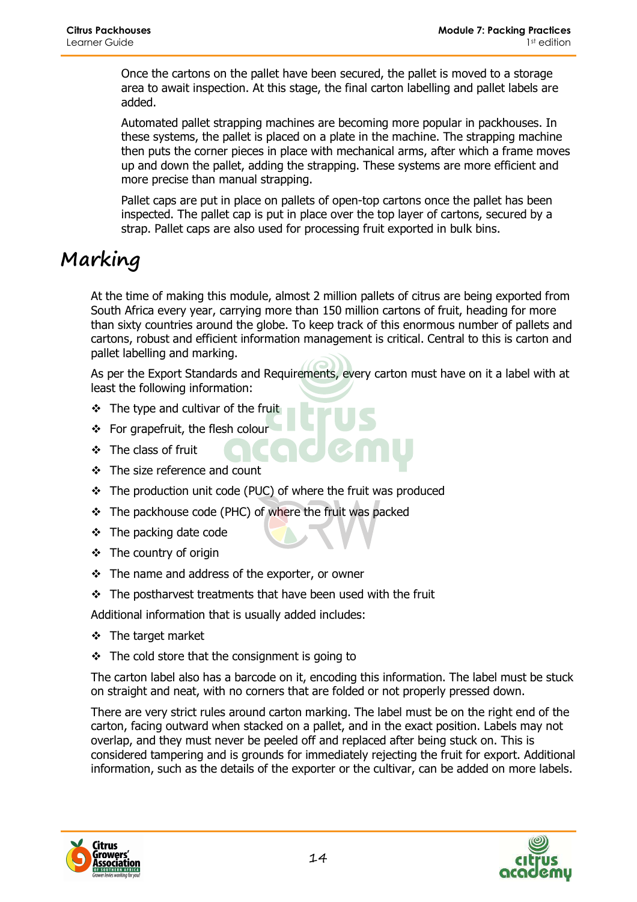Once the cartons on the pallet have been secured, the pallet is moved to a storage area to await inspection. At this stage, the final carton labelling and pallet labels are added.

Automated pallet strapping machines are becoming more popular in packhouses. In these systems, the pallet is placed on a plate in the machine. The strapping machine then puts the corner pieces in place with mechanical arms, after which a frame moves up and down the pallet, adding the strapping. These systems are more efficient and more precise than manual strapping.

Pallet caps are put in place on pallets of open-top cartons once the pallet has been inspected. The pallet cap is put in place over the top layer of cartons, secured by a strap. Pallet caps are also used for processing fruit exported in bulk bins.

# Marking

At the time of making this module, almost 2 million pallets of citrus are being exported from South Africa every year, carrying more than 150 million cartons of fruit, heading for more than sixty countries around the globe. To keep track of this enormous number of pallets and cartons, robust and efficient information management is critical. Central to this is carton and pallet labelling and marking.

As per the Export Standards and Requirements, every carton must have on it a label with at least the following information:

- The type and cultivar of the fruit
- For grapefruit, the flesh colour
- The class of fruit
- The size reference and count
- The production unit code (PUC) of where the fruit was produced
- The packhouse code (PHC) of where the fruit was packed
- The packing date code
- The country of origin
- The name and address of the exporter, or owner
- The postharvest treatments that have been used with the fruit

Additional information that is usually added includes:

- The target market
- The cold store that the consignment is going to

The carton label also has a barcode on it, encoding this information. The label must be stuck on straight and neat, with no corners that are folded or not properly pressed down.

There are very strict rules around carton marking. The label must be on the right end of the carton, facing outward when stacked on a pallet, and in the exact position. Labels may not overlap, and they must never be peeled off and replaced after being stuck on. This is considered tampering and is grounds for immediately rejecting the fruit for export. Additional information, such as the details of the exporter or the cultivar, can be added on more labels.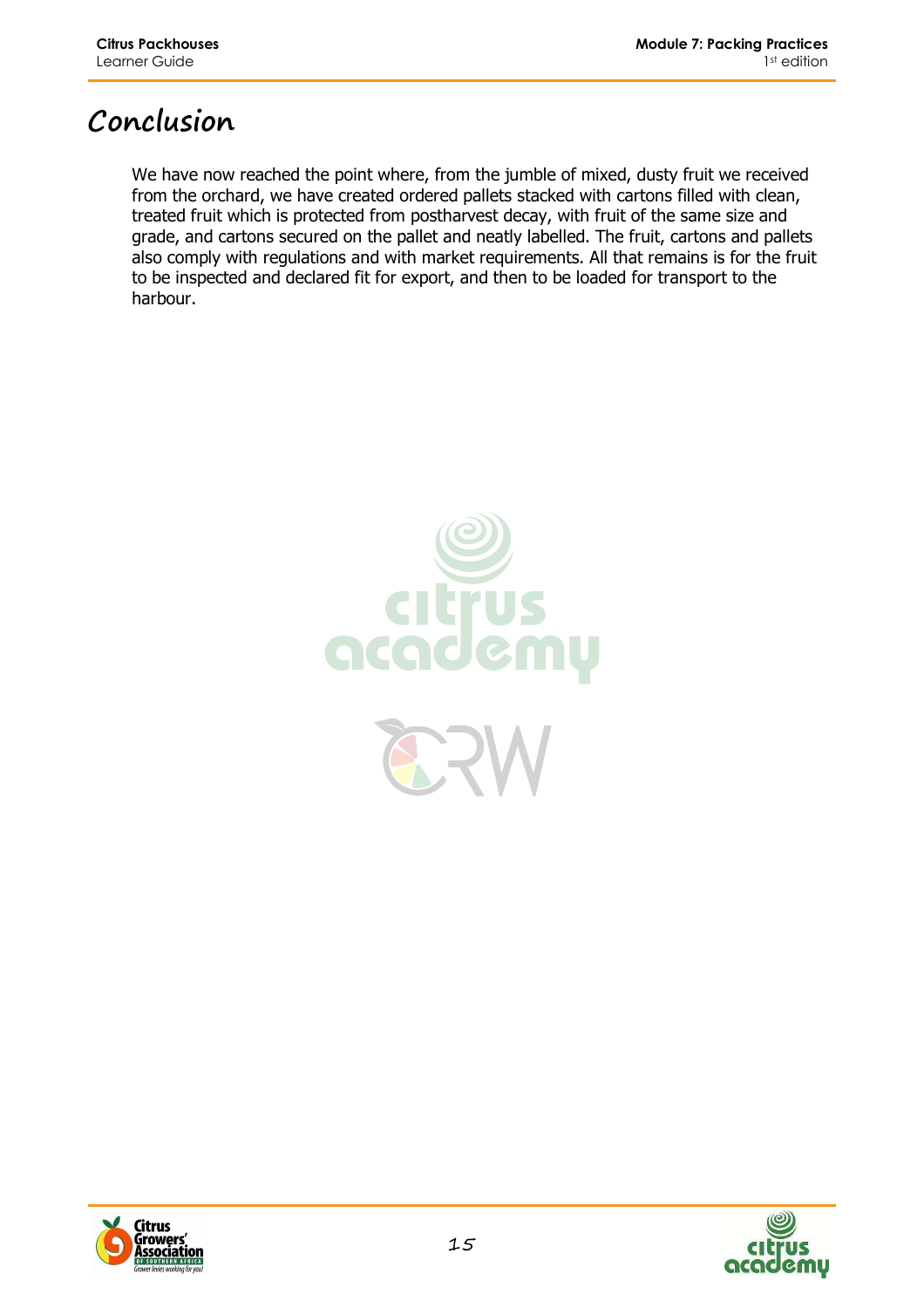# Conclusion

We have now reached the point where, from the jumble of mixed, dusty fruit we received from the orchard, we have created ordered pallets stacked with cartons filled with clean, treated fruit which is protected from postharvest decay, with fruit of the same size and grade, and cartons secured on the pallet and neatly labelled. The fruit, cartons and pallets also comply with regulations and with market requirements. All that remains is for the fruit to be inspected and declared fit for export, and then to be loaded for transport to the harbour.